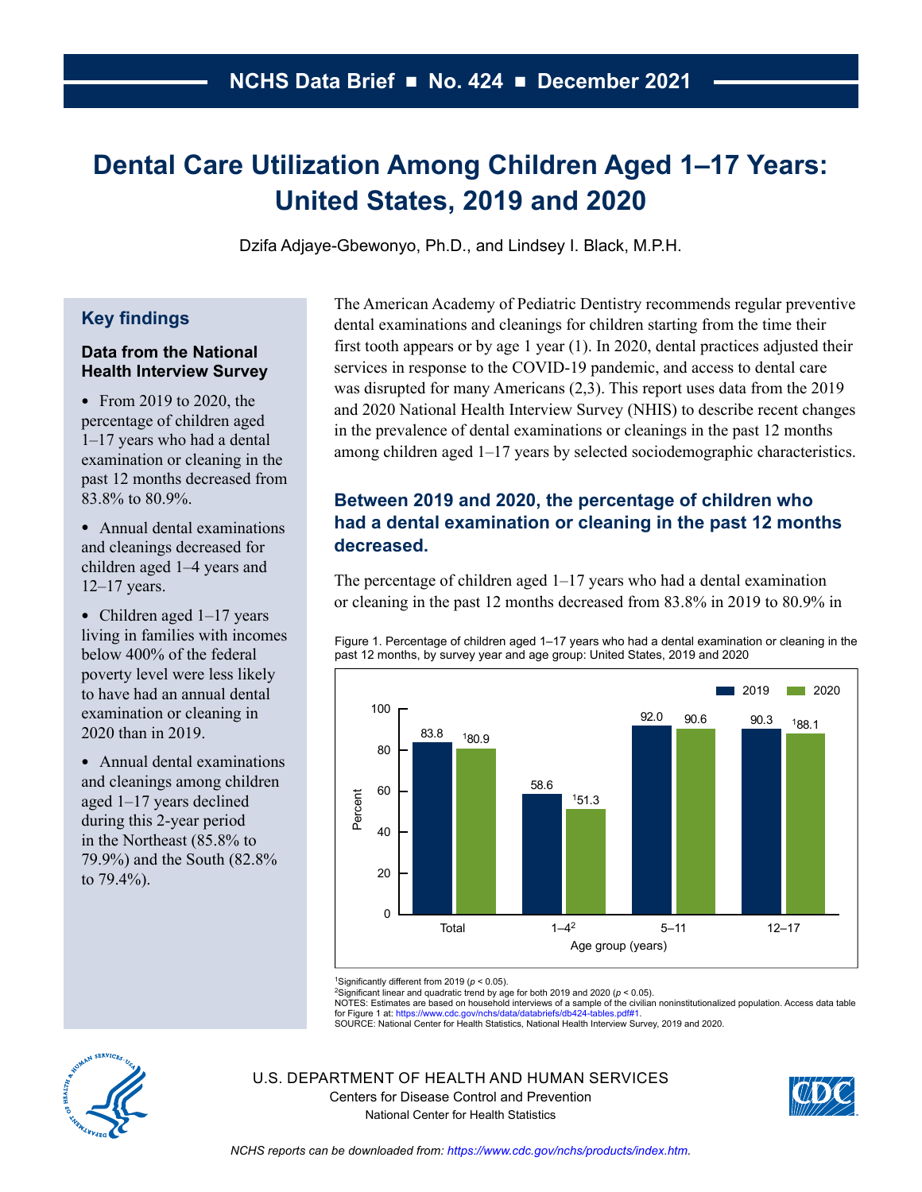NCHS Data Brief ■ No. 424 ■ December 2021

# Dental Care Utilization Among Children Aged 1–17 Years: United States, 2019 and 2020

Dzifa Adjaye-Gbewonyo, Ph.D., and Lindsey I. Black, M.P.H.

## Key findings

### Data from the National Health Interview Survey

- From 2019 to 2020, the percentage of children aged 1–17 years who had a dental examination or cleaning in the past 12 months decreased from 83.8% to 80.9%.
- Annual dental examinations and cleanings decreased for children aged 1–4 years and 12–17 years.
- Children aged 1–17 years living in families with incomes below 400% of the federal poverty level were less likely to have had an annual dental examination or cleaning in 2020 than in 2019.
- Annual dental examinations and cleanings among children aged 1–17 years declined during this 2-year period in the Northeast (85.8% to 79.9%) and the South (82.8% to 79.4%).

The American Academy of Pediatric Dentistry recommends regular preventive dental examinations and cleanings for children starting from the time their first tooth appears or by age 1 year (1). In 2020, dental practices adjusted their services in response to the COVID-19 pandemic, and access to dental care was disrupted for many Americans (2,3). This report uses data from the 2019 and 2020 National Health Interview Survey (NHIS) to describe recent changes in the prevalence of dental examinations or cleanings in the past 12 months among children aged 1–17 years by selected sociodemographic characteristics.

## Between 2019 and 2020, the percentage of children who had a dental examination or cleaning in the past 12 months decreased.

The percentage of children aged 1–17 years who had a dental examination or cleaning in the past 12 months decreased from 83.8% in 2019 to 80.9% in

Figure 1. Percentage of children aged 1–17 years who had a dental examination or cleaning in the past 12 months, by survey year and age group: United States, 2019 and 2020

2019
2020
Percent
100
80
60
40
20
0
83.8
[1]80.9
58.6
[1]51.3
92.0
90.6
90.3
[1]88.1
Total
1–4[2]
5–11
12–17
Age group (years)

[1]Significantly different from 2019 ($p < 0.05$).
[2]Significant linear and quadratic trend by age for both 2019 and 2020 ($p < 0.05$).
NOTES: Estimates are based on household interviews of a sample of the civilian noninstitutionalized population. Access data table for Figure 1 at: https://www.cdc.gov/nchs/data/databriefs/db424-tables.pdf#1.
SOURCE: National Center for Health Statistics, National Health Interview Survey, 2019 and 2020.

U.S. DEPARTMENT OF HEALTH AND HUMAN SERVICES
Centers for Disease Control and Prevention
National Center for Health Statistics

*NCHS reports can be downloaded from: https://www.cdc.gov/nchs/products/index.htm.*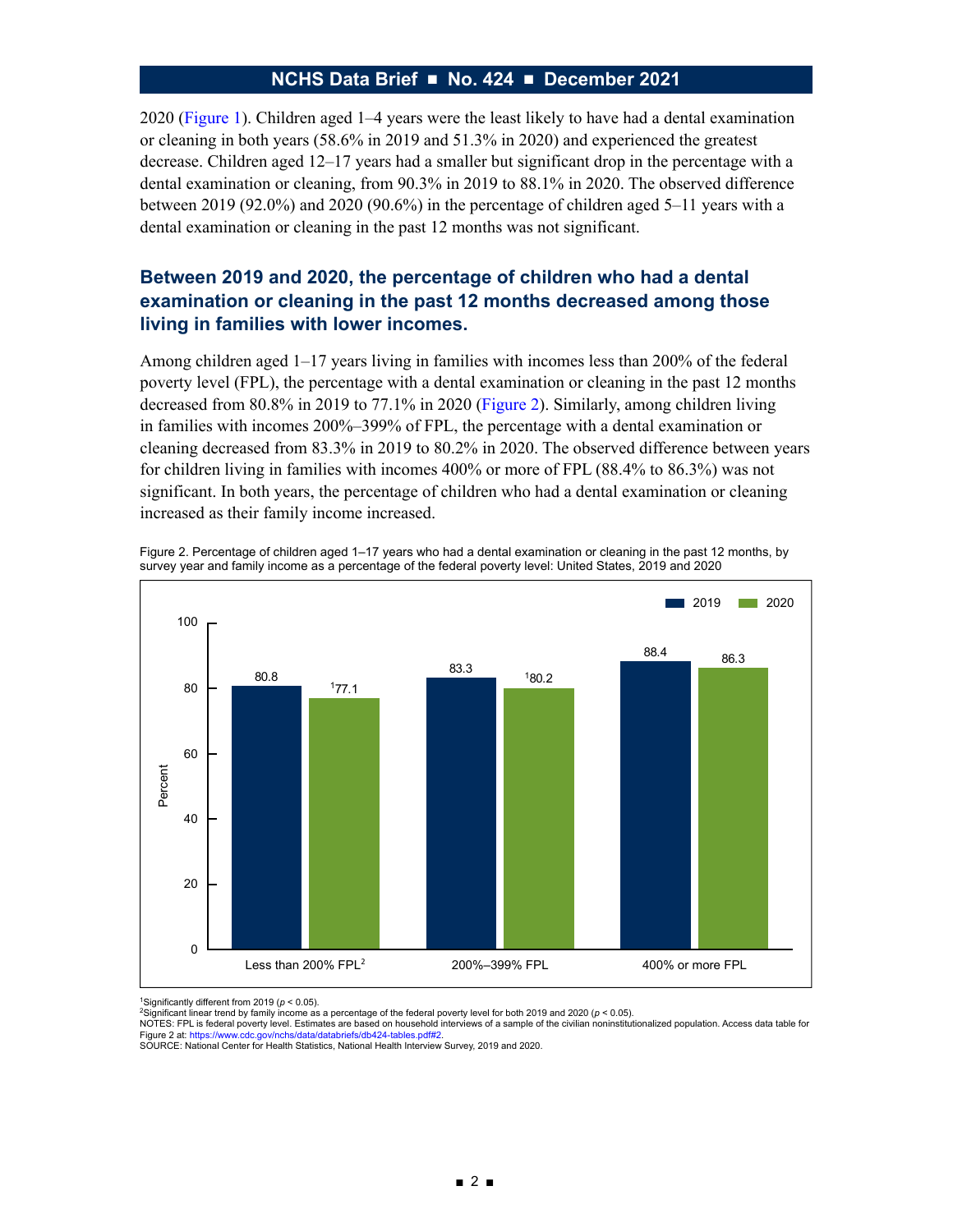2020 (Figure 1). Children aged 1–4 years were the least likely to have had a dental examination or cleaning in both years (58.6% in 2019 and 51.3% in 2020) and experienced the greatest decrease. Children aged 12–17 years had a smaller but significant drop in the percentage with a dental examination or cleaning, from 90.3% in 2019 to 88.1% in 2020. The observed difference between 2019 (92.0%) and 2020 (90.6%) in the percentage of children aged 5–11 years with a dental examination or cleaning in the past 12 months was not significant.

## Between 2019 and 2020, the percentage of children who had a dental examination or cleaning in the past 12 months decreased among those living in families with lower incomes.

Among children aged 1–17 years living in families with incomes less than 200% of the federal poverty level (FPL), the percentage with a dental examination or cleaning in the past 12 months decreased from 80.8% in 2019 to 77.1% in 2020 (Figure 2). Similarly, among children living in families with incomes 200%–399% of FPL, the percentage with a dental examination or cleaning decreased from 83.3% in 2019 to 80.2% in 2020. The observed difference between years for children living in families with incomes 400% or more of FPL (88.4% to 86.3%) was not significant. In both years, the percentage of children who had a dental examination or cleaning increased as their family income increased.

Figure 2. Percentage of children aged 1–17 years who had a dental examination or cleaning in the past 12 months, by survey year and family income as a percentage of the federal poverty level: United States, 2019 and 2020

2019
2020

Percent

100
80
60
40
20
0

80.8
[1]77.1
83.3
[1]80.2
88.4
86.3

Less than 200% FPL[2]
200%–399% FPL
400% or more FPL

[1]Significantly different from 2019 ($p < 0.05$).
[2]Significant linear trend by family income as a percentage of the federal poverty level for both 2019 and 2020 ($p < 0.05$).
NOTES: FPL is federal poverty level. Estimates are based on household interviews of a sample of the civilian noninstitutionalized population. Access data table for Figure 2 at: https://www.cdc.gov/nchs/data/databriefs/db424-tables.pdf#2.
SOURCE: National Center for Health Statistics, National Health Interview Survey, 2019 and 2020.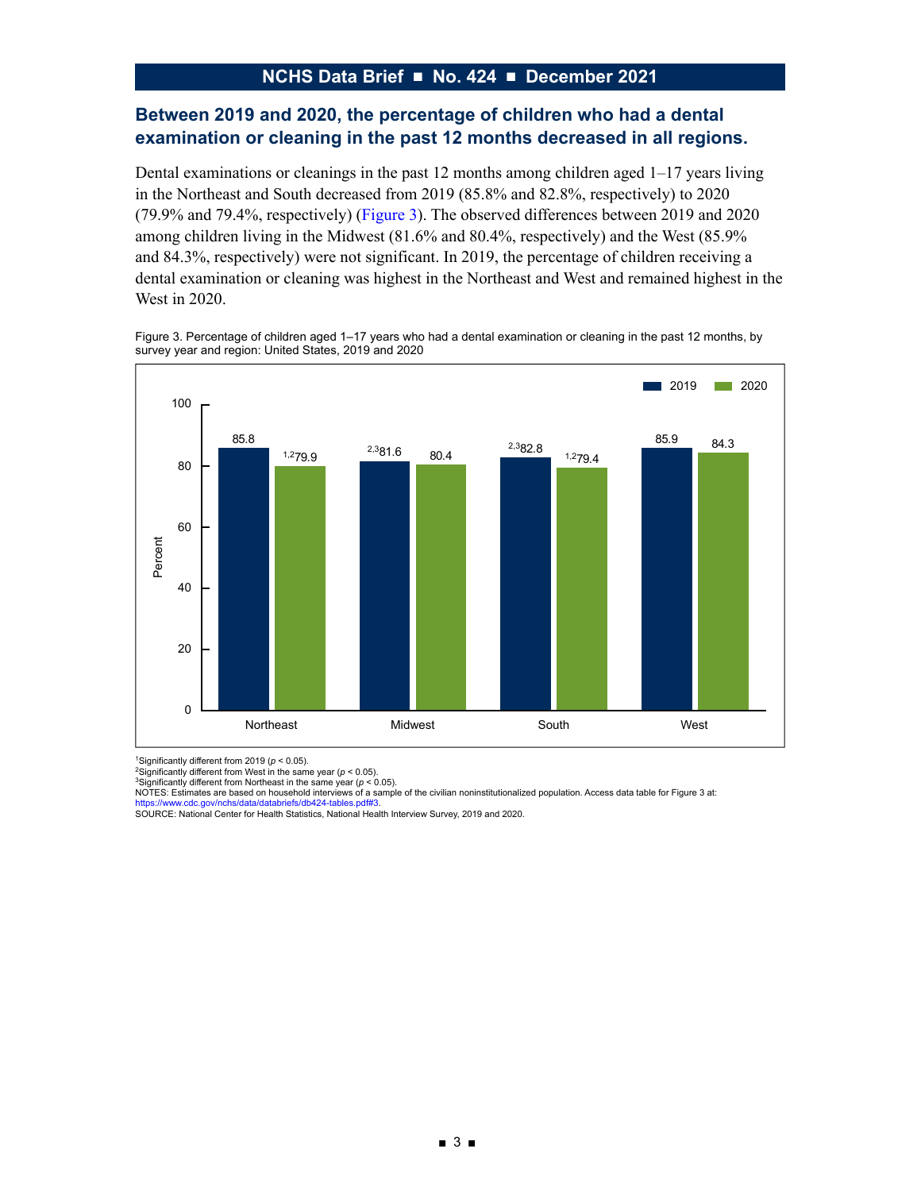## Between 2019 and 2020, the percentage of children who had a dental examination or cleaning in the past 12 months decreased in all regions.

Dental examinations or cleanings in the past 12 months among children aged 1–17 years living in the Northeast and South decreased from 2019 (85.8% and 82.8%, respectively) to 2020 (79.9% and 79.4%, respectively) (Figure 3). The observed differences between 2019 and 2020 among children living in the Midwest (81.6% and 80.4%, respectively) and the West (85.9% and 84.3%, respectively) were not significant. In 2019, the percentage of children receiving a dental examination or cleaning was highest in the Northeast and West and remained highest in the West in 2020.

Figure 3. Percentage of children aged 1–17 years who had a dental examination or cleaning in the past 12 months, by survey year and region: United States, 2019 and 2020

2019
2020

Percent

0
20
40
60
80
100

Northeast
85.8
[1,2]79.9

Midwest
[2,3]81.6
80.4

South
[2,3]82.8
[1,2]79.4

West
85.9
84.3

[1]Significantly different from 2019 ($p < 0.05$).
[2]Significantly different from West in the same year ($p < 0.05$).
[3]Significantly different from Northeast in the same year ($p < 0.05$).
NOTES: Estimates are based on household interviews of a sample of the civilian noninstitutionalized population. Access data table for Figure 3 at: https://www.cdc.gov/nchs/data/databriefs/db424-tables.pdf#3.
SOURCE: National Center for Health Statistics, National Health Interview Survey, 2019 and 2020.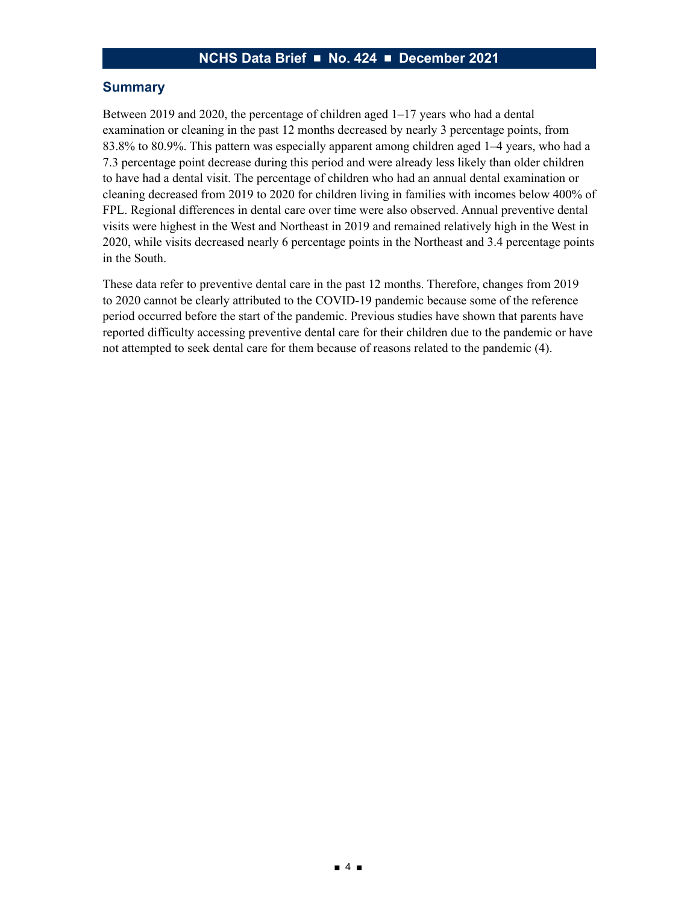## Summary

Between 2019 and 2020, the percentage of children aged 1–17 years who had a dental examination or cleaning in the past 12 months decreased by nearly 3 percentage points, from 83.8% to 80.9%. This pattern was especially apparent among children aged 1–4 years, who had a 7.3 percentage point decrease during this period and were already less likely than older children to have had a dental visit. The percentage of children who had an annual dental examination or cleaning decreased from 2019 to 2020 for children living in families with incomes below 400% of FPL. Regional differences in dental care over time were also observed. Annual preventive dental visits were highest in the West and Northeast in 2019 and remained relatively high in the West in 2020, while visits decreased nearly 6 percentage points in the Northeast and 3.4 percentage points in the South.

These data refer to preventive dental care in the past 12 months. Therefore, changes from 2019 to 2020 cannot be clearly attributed to the COVID-19 pandemic because some of the reference period occurred before the start of the pandemic. Previous studies have shown that parents have reported difficulty accessing preventive dental care for their children due to the pandemic or have not attempted to seek dental care for them because of reasons related to the pandemic (4).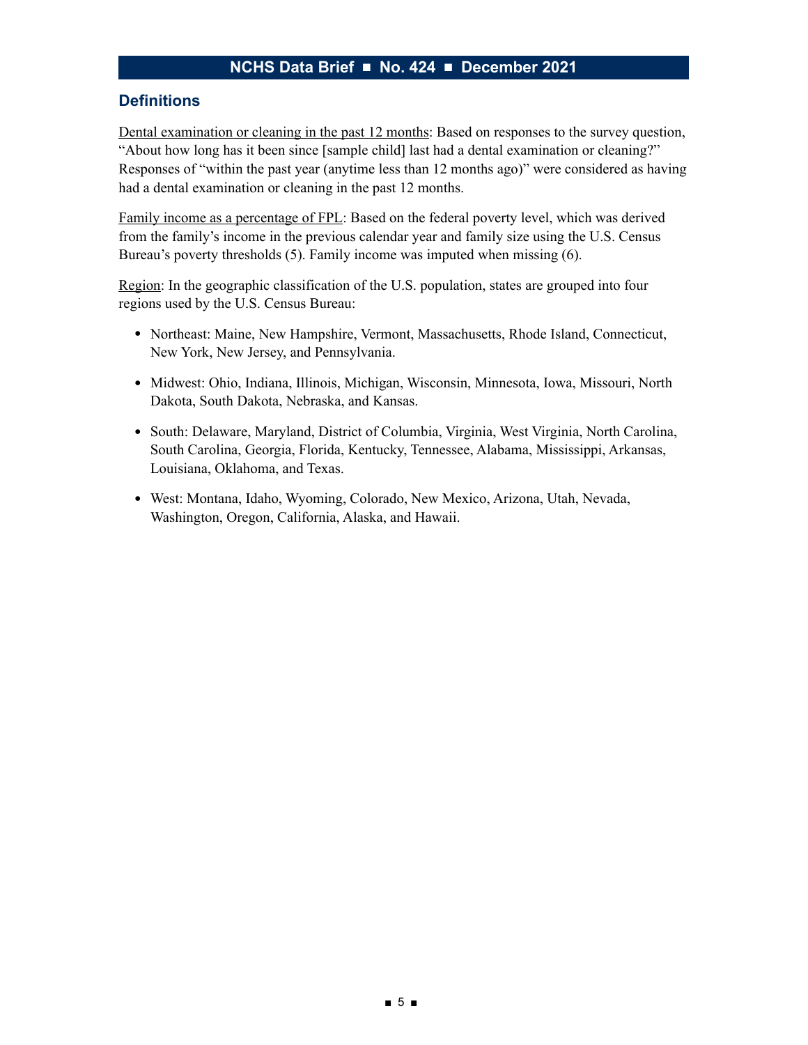## Definitions

Dental examination or cleaning in the past 12 months: Based on responses to the survey question, "About how long has it been since [sample child] last had a dental examination or cleaning?" Responses of "within the past year (anytime less than 12 months ago)" were considered as having had a dental examination or cleaning in the past 12 months.

Family income as a percentage of FPL: Based on the federal poverty level, which was derived from the family's income in the previous calendar year and family size using the U.S. Census Bureau's poverty thresholds (5). Family income was imputed when missing (6).

Region: In the geographic classification of the U.S. population, states are grouped into four regions used by the U.S. Census Bureau:

- Northeast: Maine, New Hampshire, Vermont, Massachusetts, Rhode Island, Connecticut, New York, New Jersey, and Pennsylvania.
- Midwest: Ohio, Indiana, Illinois, Michigan, Wisconsin, Minnesota, Iowa, Missouri, North Dakota, South Dakota, Nebraska, and Kansas.
- South: Delaware, Maryland, District of Columbia, Virginia, West Virginia, North Carolina, South Carolina, Georgia, Florida, Kentucky, Tennessee, Alabama, Mississippi, Arkansas, Louisiana, Oklahoma, and Texas.
- West: Montana, Idaho, Wyoming, Colorado, New Mexico, Arizona, Utah, Nevada, Washington, Oregon, California, Alaska, and Hawaii.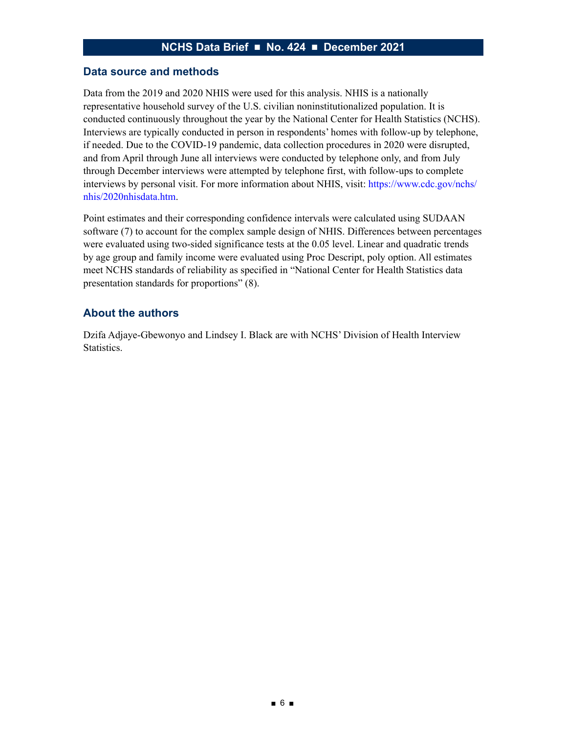## Data source and methods

Data from the 2019 and 2020 NHIS were used for this analysis. NHIS is a nationally representative household survey of the U.S. civilian noninstitutionalized population. It is conducted continuously throughout the year by the National Center for Health Statistics (NCHS). Interviews are typically conducted in person in respondents' homes with follow-up by telephone, if needed. Due to the COVID-19 pandemic, data collection procedures in 2020 were disrupted, and from April through June all interviews were conducted by telephone only, and from July through December interviews were attempted by telephone first, with follow-ups to complete interviews by personal visit. For more information about NHIS, visit: https://www.cdc.gov/nchs/nhis/2020nhisdata.htm.

Point estimates and their corresponding confidence intervals were calculated using SUDAAN software (7) to account for the complex sample design of NHIS. Differences between percentages were evaluated using two-sided significance tests at the 0.05 level. Linear and quadratic trends by age group and family income were evaluated using Proc Descript, poly option. All estimates meet NCHS standards of reliability as specified in "National Center for Health Statistics data presentation standards for proportions" (8).

## About the authors

Dzifa Adjaye-Gbewonyo and Lindsey I. Black are with NCHS' Division of Health Interview Statistics.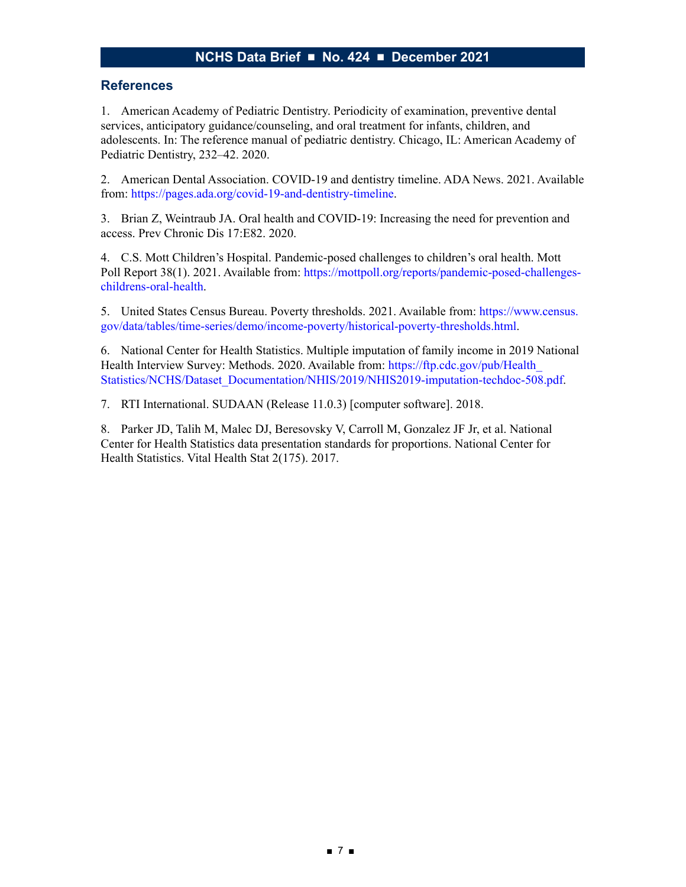## References

1. American Academy of Pediatric Dentistry. Periodicity of examination, preventive dental services, anticipatory guidance/counseling, and oral treatment for infants, children, and adolescents. In: The reference manual of pediatric dentistry. Chicago, IL: American Academy of Pediatric Dentistry, 232–42. 2020.

2. American Dental Association. COVID-19 and dentistry timeline. ADA News. 2021. Available from: https://pages.ada.org/covid-19-and-dentistry-timeline.

3. Brian Z, Weintraub JA. Oral health and COVID-19: Increasing the need for prevention and access. Prev Chronic Dis 17:E82. 2020.

4. C.S. Mott Children's Hospital. Pandemic-posed challenges to children's oral health. Mott Poll Report 38(1). 2021. Available from: https://mottpoll.org/reports/pandemic-posed-challenges-childrens-oral-health.

5. United States Census Bureau. Poverty thresholds. 2021. Available from: https://www.census.gov/data/tables/time-series/demo/income-poverty/historical-poverty-thresholds.html.

6. National Center for Health Statistics. Multiple imputation of family income in 2019 National Health Interview Survey: Methods. 2020. Available from: https://ftp.cdc.gov/pub/Health_Statistics/NCHS/Dataset_Documentation/NHIS/2019/NHIS2019-imputation-techdoc-508.pdf.

7. RTI International. SUDAAN (Release 11.0.3) [computer software]. 2018.

8. Parker JD, Talih M, Malec DJ, Beresovsky V, Carroll M, Gonzalez JF Jr, et al. National Center for Health Statistics data presentation standards for proportions. National Center for Health Statistics. Vital Health Stat 2(175). 2017.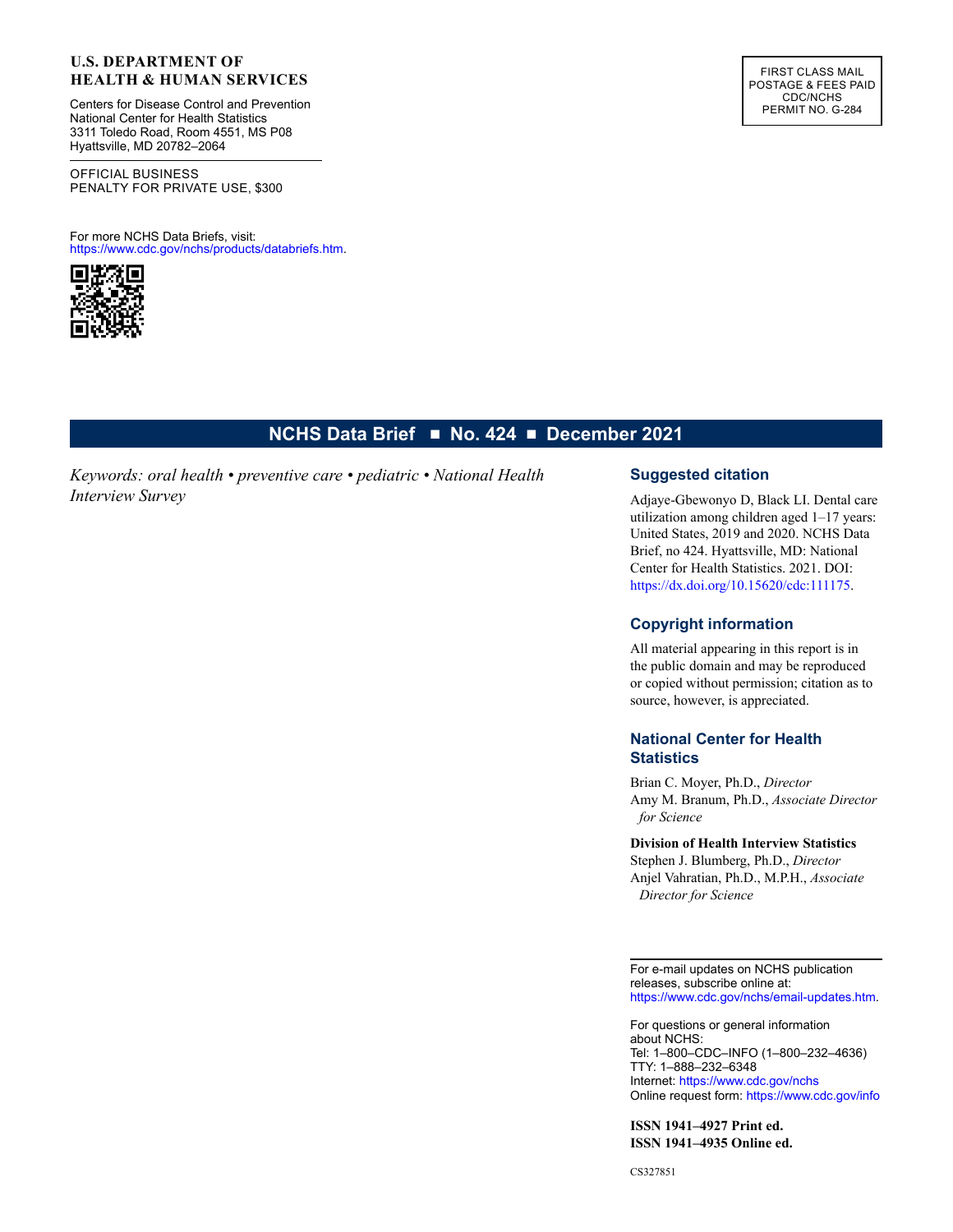**U.S. DEPARTMENT OF HEALTH & HUMAN SERVICES**

Centers for Disease Control and Prevention
National Center for Health Statistics
3311 Toledo Road, Room 4551, MS P08
Hyattsville, MD 20782–2064

OFFICIAL BUSINESS
PENALTY FOR PRIVATE USE, $300

FIRST CLASS MAIL
POSTAGE & FEES PAID
CDC/NCHS
PERMIT NO. G-284

For more NCHS Data Briefs, visit:
https://www.cdc.gov/nchs/products/databriefs.htm.

## NCHS Data Brief ■ No. 424 ■ December 2021

*Keywords: oral health • preventive care • pediatric • National Health Interview Survey*

### Suggested citation

Adjaye-Gbewonyo D, Black LI. Dental care utilization among children aged 1–17 years: United States, 2019 and 2020. NCHS Data Brief, no 424. Hyattsville, MD: National Center for Health Statistics. 2021. DOI: https://dx.doi.org/10.15620/cdc:111175.

### Copyright information

All material appearing in this report is in the public domain and may be reproduced or copied without permission; citation as to source, however, is appreciated.

### National Center for Health Statistics

Brian C. Moyer, Ph.D., *Director*
Amy M. Branum, Ph.D., *Associate Director for Science*

**Division of Health Interview Statistics**
Stephen J. Blumberg, Ph.D., *Director*
Anjel Vahratian, Ph.D., M.P.H., *Associate Director for Science*

For e-mail updates on NCHS publication releases, subscribe online at: https://www.cdc.gov/nchs/email-updates.htm.

For questions or general information about NCHS:
Tel: 1–800–CDC–INFO (1–800–232–4636)
TTY: 1–888–232–6348
Internet: https://www.cdc.gov/nchs
Online request form: https://www.cdc.gov/info

**ISSN 1941–4927 Print ed.**
**ISSN 1941–4935 Online ed.**

CS327851